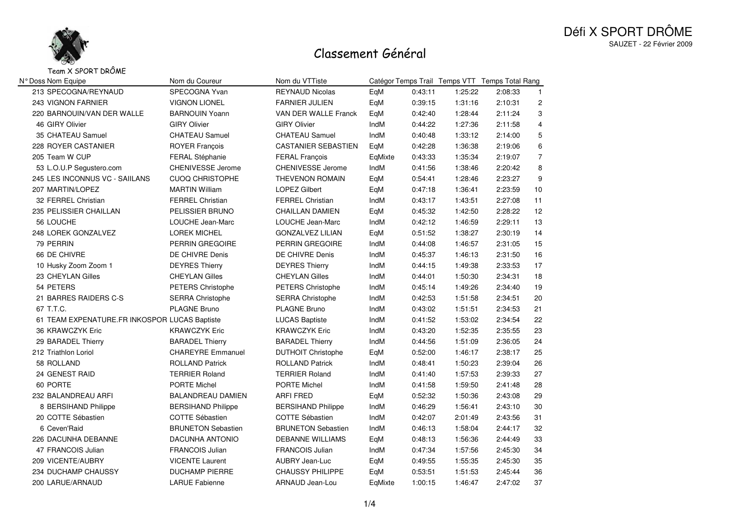# Défi X SPORT DRÔME

SAUZET - 22 Février 2009

## Classement Général

Team X SPORT DRÔME

| N° Doss | Nom Equipe | Nom du Coureur | Nom du VTTiste | Catégor | Temps Trail | Temps VTT | Temps Total | Rang |
|---|---|---|---|---|---|---|---|---|
| 213 | SPECOGNA/REYNAUD | SPECOGNA Yvan | REYNAUD Nicolas | EqM | 0:43:11 | 1:25:22 | 2:08:33 | 1 |
| 243 | VIGNON FARNIER | VIGNON LIONEL | FARNIER JULIEN | EqM | 0:39:15 | 1:31:16 | 2:10:31 | 2 |
| 220 | BARNOUIN/VAN DER WALLE | BARNOUIN Yoann | VAN DER WALLE Franck | EqM | 0:42:40 | 1:28:44 | 2:11:24 | 3 |
| 46 | GIRY Olivier | GIRY Olivier | GIRY Olivier | IndM | 0:44:22 | 1:27:36 | 2:11:58 | 4 |
| 35 | CHATEAU Samuel | CHATEAU Samuel | CHATEAU Samuel | IndM | 0:40:48 | 1:33:12 | 2:14:00 | 5 |
| 228 | ROYER CASTANIER | ROYER François | CASTANIER SEBASTIEN | EqM | 0:42:28 | 1:36:38 | 2:19:06 | 6 |
| 205 | Team W CUP | FERAL Stéphanie | FERAL François | EqMixte | 0:43:33 | 1:35:34 | 2:19:07 | 7 |
| 53 | L.O.U.P Segustero.com | CHENIVESSE Jerome | CHENIVESSE Jerome | IndM | 0:41:56 | 1:38:46 | 2:20:42 | 8 |
| 245 | LES INCONNUS VC - SAIILANS | CUOQ CHRISTOPHE | THEVENON ROMAIN | EqM | 0:54:41 | 1:28:46 | 2:23:27 | 9 |
| 207 | MARTIN/LOPEZ | MARTIN William | LOPEZ Gilbert | EqM | 0:47:18 | 1:36:41 | 2:23:59 | 10 |
| 32 | FERREL Christian | FERREL Christian | FERREL Christian | IndM | 0:43:17 | 1:43:51 | 2:27:08 | 11 |
| 235 | PELISSIER CHAILLAN | PELISSIER BRUNO | CHAILLAN DAMIEN | EqM | 0:45:32 | 1:42:50 | 2:28:22 | 12 |
| 56 | LOUCHE | LOUCHE Jean-Marc | LOUCHE Jean-Marc | IndM | 0:42:12 | 1:46:59 | 2:29:11 | 13 |
| 248 | LOREK GONZALVEZ | LOREK MICHEL | GONZALVEZ LILIAN | EqM | 0:51:52 | 1:38:27 | 2:30:19 | 14 |
| 79 | PERRIN | PERRIN GREGOIRE | PERRIN GREGOIRE | IndM | 0:44:08 | 1:46:57 | 2:31:05 | 15 |
| 66 | DE CHIVRE | DE CHIVRE Denis | DE CHIVRE Denis | IndM | 0:45:37 | 1:46:13 | 2:31:50 | 16 |
| 10 | Husky Zoom Zoom 1 | DEYRES Thierry | DEYRES Thierry | IndM | 0:44:15 | 1:49:38 | 2:33:53 | 17 |
| 23 | CHEYLAN Gilles | CHEYLAN Gilles | CHEYLAN Gilles | IndM | 0:44:01 | 1:50:30 | 2:34:31 | 18 |
| 54 | PETERS | PETERS Christophe | PETERS Christophe | IndM | 0:45:14 | 1:49:26 | 2:34:40 | 19 |
| 21 | BARRES RAIDERS C-S | SERRA Christophe | SERRA Christophe | IndM | 0:42:53 | 1:51:58 | 2:34:51 | 20 |
| 67 | T.T.C. | PLAGNE Bruno | PLAGNE Bruno | IndM | 0:43:02 | 1:51:51 | 2:34:53 | 21 |
| 61 | TEAM EXPENATURE.FR INKOSPOR | LUCAS Baptiste | LUCAS Baptiste | IndM | 0:41:52 | 1:53:02 | 2:34:54 | 22 |
| 36 | KRAWCZYK Eric | KRAWCZYK Eric | KRAWCZYK Eric | IndM | 0:43:20 | 1:52:35 | 2:35:55 | 23 |
| 29 | BARADEL Thierry | BARADEL Thierry | BARADEL Thierry | IndM | 0:44:56 | 1:51:09 | 2:36:05 | 24 |
| 212 | Triathlon Loriol | CHAREYRE Emmanuel | DUTHOIT Christophe | EqM | 0:52:00 | 1:46:17 | 2:38:17 | 25 |
| 58 | ROLLAND | ROLLAND Patrick | ROLLAND Patrick | IndM | 0:48:41 | 1:50:23 | 2:39:04 | 26 |
| 24 | GENEST RAID | TERRIER Roland | TERRIER Roland | IndM | 0:41:40 | 1:57:53 | 2:39:33 | 27 |
| 60 | PORTE | PORTE Michel | PORTE Michel | IndM | 0:41:58 | 1:59:50 | 2:41:48 | 28 |
| 232 | BALANDREAU ARFI | BALANDREAU DAMIEN | ARFI FRED | EqM | 0:52:32 | 1:50:36 | 2:43:08 | 29 |
| 8 | BERSIHAND Philippe | BERSIHAND Philippe | BERSIHAND Philippe | IndM | 0:46:29 | 1:56:41 | 2:43:10 | 30 |
| 20 | COTTE Sébastien | COTTE Sébastien | COTTE Sébastien | IndM | 0:42:07 | 2:01:49 | 2:43:56 | 31 |
| 6 | Ceven'Raid | BRUNETON Sebastien | BRUNETON Sebastien | IndM | 0:46:13 | 1:58:04 | 2:44:17 | 32 |
| 226 | DACUNHA DEBANNE | DACUNHA ANTONIO | DEBANNE WILLIAMS | EqM | 0:48:13 | 1:56:36 | 2:44:49 | 33 |
| 47 | FRANCOIS Julian | FRANCOIS Julian | FRANCOIS Julian | IndM | 0:47:34 | 1:57:56 | 2:45:30 | 34 |
| 209 | VICENTE/AUBRY | VICENTE Laurent | AUBRY Jean-Luc | EqM | 0:49:55 | 1:55:35 | 2:45:30 | 35 |
| 234 | DUCHAMP CHAUSSY | DUCHAMP PIERRE | CHAUSSY PHILIPPE | EqM | 0:53:51 | 1:51:53 | 2:45:44 | 36 |
| 200 | LARUE/ARNAUD | LARUE Fabienne | ARNAUD Jean-Lou | EqMixte | 1:00:15 | 1:46:47 | 2:47:02 | 37 |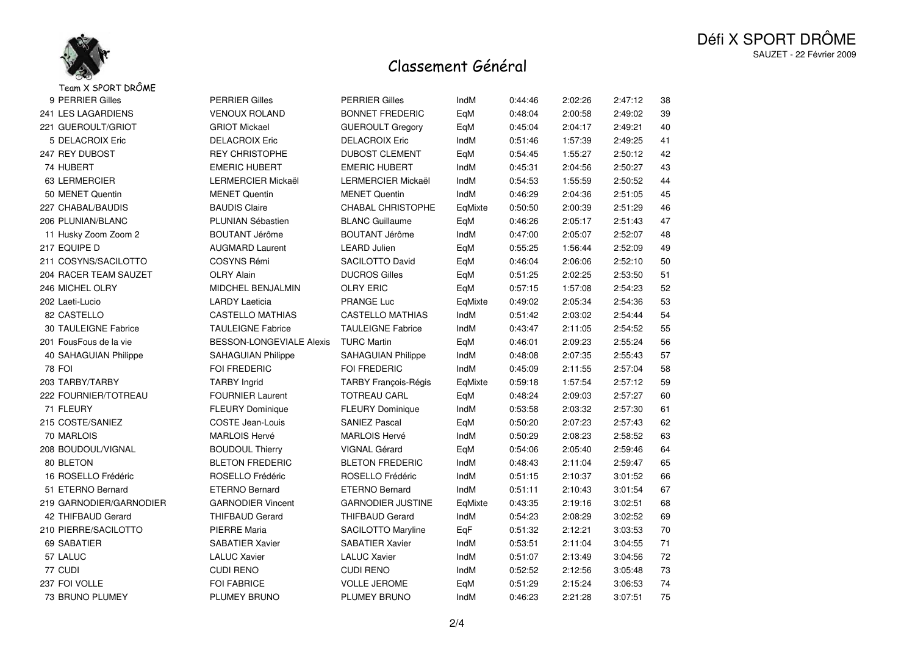Défi X SPORT DRÔME

SAUZET - 22 Février 2009

# Classement Général

Team X SPORT DRÔME

| | | | | | | | |
|---|---|---|---|---|---|---|---|
| 9 PERRIER Gilles | PERRIER Gilles | PERRIER Gilles | IndM | 0:44:46 | 2:02:26 | 2:47:12 | 38 |
| 241 LES LAGARDIENS | VENOUX ROLAND | BONNET FREDERIC | EqM | 0:48:04 | 2:00:58 | 2:49:02 | 39 |
| 221 GUEROULT/GRIOT | GRIOT Mickael | GUEROULT Gregory | EqM | 0:45:04 | 2:04:17 | 2:49:21 | 40 |
| 5 DELACROIX Eric | DELACROIX Eric | DELACROIX Eric | IndM | 0:51:46 | 1:57:39 | 2:49:25 | 41 |
| 247 REY DUBOST | REY CHRISTOPHE | DUBOST CLEMENT | EqM | 0:54:45 | 1:55:27 | 2:50:12 | 42 |
| 74 HUBERT | EMERIC HUBERT | EMERIC HUBERT | IndM | 0:45:31 | 2:04:56 | 2:50:27 | 43 |
| 63 LERMERCIER | LERMERCIER Mickaël | LERMERCIER Mickaël | IndM | 0:54:53 | 1:55:59 | 2:50:52 | 44 |
| 50 MENET Quentin | MENET Quentin | MENET Quentin | IndM | 0:46:29 | 2:04:36 | 2:51:05 | 45 |
| 227 CHABAL/BAUDIS | BAUDIS Claire | CHABAL CHRISTOPHE | EqMixte | 0:50:50 | 2:00:39 | 2:51:29 | 46 |
| 206 PLUNIAN/BLANC | PLUNIAN Sébastien | BLANC Guillaume | EqM | 0:46:26 | 2:05:17 | 2:51:43 | 47 |
| 11 Husky Zoom Zoom 2 | BOUTANT Jérôme | BOUTANT Jérôme | IndM | 0:47:00 | 2:05:07 | 2:52:07 | 48 |
| 217 EQUIPE D | AUGMARD Laurent | LEARD Julien | EqM | 0:55:25 | 1:56:44 | 2:52:09 | 49 |
| 211 COSYNS/SACILOTTO | COSYNS Rémi | SACILOTTO David | EqM | 0:46:04 | 2:06:06 | 2:52:10 | 50 |
| 204 RACER TEAM SAUZET | OLRY Alain | DUCROS Gilles | EqM | 0:51:25 | 2:02:25 | 2:53:50 | 51 |
| 246 MICHEL OLRY | MIDCHEL BENJALMIN | OLRY ERIC | EqM | 0:57:15 | 1:57:08 | 2:54:23 | 52 |
| 202 Laeti-Lucio | LARDY Laeticia | PRANGE Luc | EqMixte | 0:49:02 | 2:05:34 | 2:54:36 | 53 |
| 82 CASTELLO | CASTELLO MATHIAS | CASTELLO MATHIAS | IndM | 0:51:42 | 2:03:02 | 2:54:44 | 54 |
| 30 TAULEIGNE Fabrice | TAULEIGNE Fabrice | TAULEIGNE Fabrice | IndM | 0:43:47 | 2:11:05 | 2:54:52 | 55 |
| 201 FousFous de la vie | BESSON-LONGEVIALE Alexis | TURC Martin | EqM | 0:46:01 | 2:09:23 | 2:55:24 | 56 |
| 40 SAHAGUIAN Philippe | SAHAGUIAN Philippe | SAHAGUIAN Philippe | IndM | 0:48:08 | 2:07:35 | 2:55:43 | 57 |
| 78 FOI | FOI FREDERIC | FOI FREDERIC | IndM | 0:45:09 | 2:11:55 | 2:57:04 | 58 |
| 203 TARBY/TARBY | TARBY Ingrid | TARBY François-Régis | EqMixte | 0:59:18 | 1:57:54 | 2:57:12 | 59 |
| 222 FOURNIER/TOTREAU | FOURNIER Laurent | TOTREAU CARL | EqM | 0:48:24 | 2:09:03 | 2:57:27 | 60 |
| 71 FLEURY | FLEURY Dominique | FLEURY Dominique | IndM | 0:53:58 | 2:03:32 | 2:57:30 | 61 |
| 215 COSTE/SANIEZ | COSTE Jean-Louis | SANIEZ Pascal | EqM | 0:50:20 | 2:07:23 | 2:57:43 | 62 |
| 70 MARLOIS | MARLOIS Hervé | MARLOIS Hervé | IndM | 0:50:29 | 2:08:23 | 2:58:52 | 63 |
| 208 BOUDOUL/VIGNAL | BOUDOUL Thierry | VIGNAL Gérard | EqM | 0:54:06 | 2:05:40 | 2:59:46 | 64 |
| 80 BLETON | BLETON FREDERIC | BLETON FREDERIC | IndM | 0:48:43 | 2:11:04 | 2:59:47 | 65 |
| 16 ROSELLO Frédéric | ROSELLO Frédéric | ROSELLO Frédéric | IndM | 0:51:15 | 2:10:37 | 3:01:52 | 66 |
| 51 ETERNO Bernard | ETERNO Bernard | ETERNO Bernard | IndM | 0:51:11 | 2:10:43 | 3:01:54 | 67 |
| 219 GARNODIER/GARNODIER | GARNODIER Vincent | GARNODIER JUSTINE | EqMixte | 0:43:35 | 2:19:16 | 3:02:51 | 68 |
| 42 THIFBAUD Gerard | THIFBAUD Gerard | THIFBAUD Gerard | IndM | 0:54:23 | 2:08:29 | 3:02:52 | 69 |
| 210 PIERRE/SACILOTTO | PIERRE Maria | SACILOTTO Maryline | EqF | 0:51:32 | 2:12:21 | 3:03:53 | 70 |
| 69 SABATIER | SABATIER Xavier | SABATIER Xavier | IndM | 0:53:51 | 2:11:04 | 3:04:55 | 71 |
| 57 LALUC | LALUC Xavier | LALUC Xavier | IndM | 0:51:07 | 2:13:49 | 3:04:56 | 72 |
| 77 CUDI | CUDI RENO | CUDI RENO | IndM | 0:52:52 | 2:12:56 | 3:05:48 | 73 |
| 237 FOI VOLLE | FOI FABRICE | VOLLE JEROME | EqM | 0:51:29 | 2:15:24 | 3:06:53 | 74 |
| 73 BRUNO PLUMEY | PLUMEY BRUNO | PLUMEY BRUNO | IndM | 0:46:23 | 2:21:28 | 3:07:51 | 75 |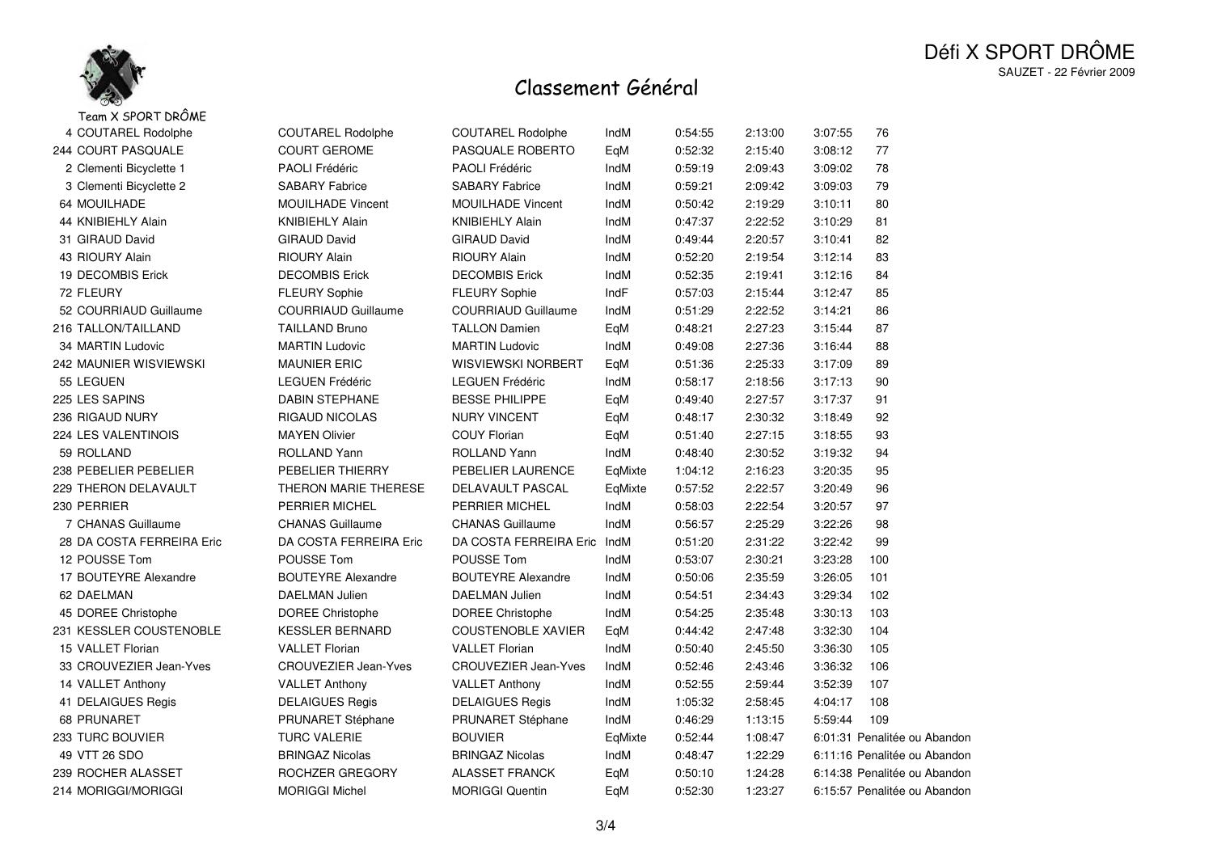Défi X SPORT DRÔME

SAUZET - 22 Février 2009

# Classement Général

Team X SPORT DRÔME

| | | | | | | | |
|---|---|---|---|---|---|---|---|
| 4 COUTAREL Rodolphe | COUTAREL Rodolphe | COUTAREL Rodolphe | IndM | 0:54:55 | 2:13:00 | 3:07:55 | 76 |
| 244 COURT PASQUALE | COURT GEROME | PASQUALE ROBERTO | EqM | 0:52:32 | 2:15:40 | 3:08:12 | 77 |
| 2 Clementi Bicyclete 1 | PAOLI Frédéric | PAOLI Frédéric | IndM | 0:59:19 | 2:09:43 | 3:09:02 | 78 |
| 3 Clementi Bicyclete 2 | SABARY Fabrice | SABARY Fabrice | IndM | 0:59:21 | 2:09:42 | 3:09:03 | 79 |
| 64 MOUILHADE | MOUILHADE Vincent | MOUILHADE Vincent | IndM | 0:50:42 | 2:19:29 | 3:10:11 | 80 |
| 44 KNIBIEHLY Alain | KNIBIEHLY Alain | KNIBIEHLY Alain | IndM | 0:47:37 | 2:22:52 | 3:10:29 | 81 |
| 31 GIRAUD David | GIRAUD David | GIRAUD David | IndM | 0:49:44 | 2:20:57 | 3:10:41 | 82 |
| 43 RIOURY Alain | RIOURY Alain | RIOURY Alain | IndM | 0:52:20 | 2:19:54 | 3:12:14 | 83 |
| 19 DECOMBIS Erick | DECOMBIS Erick | DECOMBIS Erick | IndM | 0:52:35 | 2:19:41 | 3:12:16 | 84 |
| 72 FLEURY | FLEURY Sophie | FLEURY Sophie | IndF | 0:57:03 | 2:15:44 | 3:12:47 | 85 |
| 52 COURRIAUD Guillaume | COURRIAUD Guillaume | COURRIAUD Guillaume | IndM | 0:51:29 | 2:22:52 | 3:14:21 | 86 |
| 216 TALLON/TAILLAND | TAILLAND Bruno | TALLON Damien | EqM | 0:48:21 | 2:27:23 | 3:15:44 | 87 |
| 34 MARTIN Ludovic | MARTIN Ludovic | MARTIN Ludovic | IndM | 0:49:08 | 2:27:36 | 3:16:44 | 88 |
| 242 MAUNIER WISVIEWSKI | MAUNIER ERIC | WISVIEWSKI NORBERT | EqM | 0:51:36 | 2:25:33 | 3:17:09 | 89 |
| 55 LEGUEN | LEGUEN Frédéric | LEGUEN Frédéric | IndM | 0:58:17 | 2:18:56 | 3:17:13 | 90 |
| 225 LES SAPINS | DABIN STEPHANE | BESSE PHILIPPE | EqM | 0:49:40 | 2:27:57 | 3:17:37 | 91 |
| 236 RIGAUD NURY | RIGAUD NICOLAS | NURY VINCENT | EqM | 0:48:17 | 2:30:32 | 3:18:49 | 92 |
| 224 LES VALENTINOIS | MAYEN Olivier | COUY Florian | EqM | 0:51:40 | 2:27:15 | 3:18:55 | 93 |
| 59 ROLLAND | ROLLAND Yann | ROLLAND Yann | IndM | 0:48:40 | 2:30:52 | 3:19:32 | 94 |
| 238 PEBELIER PEBELIER | PEBELIER THIERRY | PEBELIER LAURENCE | EqMixte | 1:04:12 | 2:16:23 | 3:20:35 | 95 |
| 229 THERON DELAVAULT | THERON MARIE THERESE | DELAVAULT PASCAL | EqMixte | 0:57:52 | 2:22:57 | 3:20:49 | 96 |
| 230 PERRIER | PERRIER MICHEL | PERRIER MICHEL | IndM | 0:58:03 | 2:22:54 | 3:20:57 | 97 |
| 7 CHANAS Guillaume | CHANAS Guillaume | CHANAS Guillaume | IndM | 0:56:57 | 2:25:29 | 3:22:26 | 98 |
| 28 DA COSTA FERREIRA Eric | DA COSTA FERREIRA Eric | DA COSTA FERREIRA Eric | IndM | 0:51:20 | 2:31:22 | 3:22:42 | 99 |
| 12 POUSSE Tom | POUSSE Tom | POUSSE Tom | IndM | 0:53:07 | 2:30:21 | 3:23:28 | 100 |
| 17 BOUTEYRE Alexandre | BOUTEYRE Alexandre | BOUTEYRE Alexandre | IndM | 0:50:06 | 2:35:59 | 3:26:05 | 101 |
| 62 DAELMAN | DAELMAN Julien | DAELMAN Julien | IndM | 0:54:51 | 2:34:43 | 3:29:34 | 102 |
| 45 DOREE Christophe | DOREE Christophe | DOREE Christophe | IndM | 0:54:25 | 2:35:48 | 3:30:13 | 103 |
| 231 KESSLER COUSTENOBLE | KESSLER BERNARD | COUSTENOBLE XAVIER | EqM | 0:44:42 | 2:47:48 | 3:32:30 | 104 |
| 15 VALLET Florian | VALLET Florian | VALLET Florian | IndM | 0:50:40 | 2:45:50 | 3:36:30 | 105 |
| 33 CROUVEZIER Jean-Yves | CROUVEZIER Jean-Yves | CROUVEZIER Jean-Yves | IndM | 0:52:46 | 2:43:46 | 3:36:32 | 106 |
| 14 VALLET Anthony | VALLET Anthony | VALLET Anthony | IndM | 0:52:55 | 2:59:44 | 3:52:39 | 107 |
| 41 DELAIGUES Regis | DELAIGUES Regis | DELAIGUES Regis | IndM | 1:05:32 | 2:58:45 | 4:04:17 | 108 |
| 68 PRUNARET | PRUNARET Stéphane | PRUNARET Stéphane | IndM | 0:46:29 | 1:13:15 | 5:59:44 | 109 |
| 233 TURC BOUVIER | TURC VALERIE | BOUVIER | EqMixte | 0:52:44 | 1:08:47 | 6:01:31 | Penalitée ou Abandon |
| 49 VTT 26 SDO | BRINGAZ Nicolas | BRINGAZ Nicolas | IndM | 0:48:47 | 1:22:29 | 6:11:16 | Penalitée ou Abandon |
| 239 ROCHER ALASSET | ROCHZER GREGORY | ALASSET FRANCK | EqM | 0:50:10 | 1:24:28 | 6:14:38 | Penalitée ou Abandon |
| 214 MORIGGI/MORIGGI | MORIGGI Michel | MORIGGI Quentin | EqM | 0:52:30 | 1:23:27 | 6:15:57 | Penalitée ou Abandon |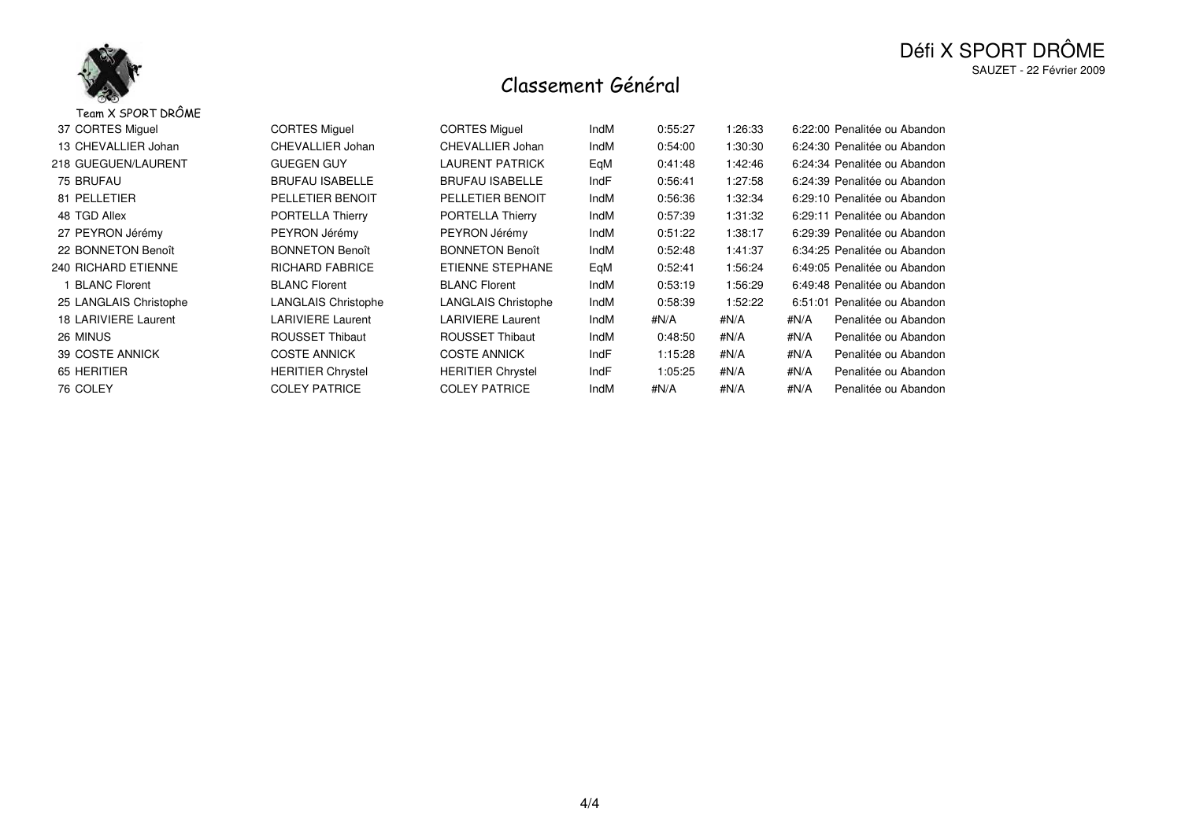# Défi X SPORT DRÔME

SAUZET - 22 Février 2009

## Classement Général

Team X SPORT DRÔME

| | | | | | | | | |
|---|---|---|---|---|---|---|---|---|
| 37 | CORTES Miguel | CORTES Miguel | CORTES Miguel | IndM | 0:55:27 | 1:26:33 | 6:22:00 | Penalitée ou Abandon |
| 13 | CHEVALLIER Johan | CHEVALLIER Johan | CHEVALLIER Johan | IndM | 0:54:00 | 1:30:30 | 6:24:30 | Penalitée ou Abandon |
| 218 | GUEGUEN/LAURENT | GUEGEN GUY | LAURENT PATRICK | EqM | 0:41:48 | 1:42:46 | 6:24:34 | Penalitée ou Abandon |
| 75 | BRUFAU | BRUFAU ISABELLE | BRUFAU ISABELLE | IndF | 0:56:41 | 1:27:58 | 6:24:39 | Penalitée ou Abandon |
| 81 | PELLETIER | PELLETIER BENOIT | PELLETIER BENOIT | IndM | 0:56:36 | 1:32:34 | 6:29:10 | Penalitée ou Abandon |
| 48 | TGD Allex | PORTELLA Thierry | PORTELLA Thierry | IndM | 0:57:39 | 1:31:32 | 6:29:11 | Penalitée ou Abandon |
| 27 | PEYRON Jérémy | PEYRON Jérémy | PEYRON Jérémy | IndM | 0:51:22 | 1:38:17 | 6:29:39 | Penalitée ou Abandon |
| 22 | BONNETON Benoît | BONNETON Benoît | BONNETON Benoît | IndM | 0:52:48 | 1:41:37 | 6:34:25 | Penalitée ou Abandon |
| 240 | RICHARD ETIENNE | RICHARD FABRICE | ETIENNE STEPHANE | EqM | 0:52:41 | 1:56:24 | 6:49:05 | Penalitée ou Abandon |
| 1 | BLANC Florent | BLANC Florent | BLANC Florent | IndM | 0:53:19 | 1:56:29 | 6:49:48 | Penalitée ou Abandon |
| 25 | LANGLAIS Christophe | LANGLAIS Christophe | LANGLAIS Christophe | IndM | 0:58:39 | 1:52:22 | 6:51:01 | Penalitée ou Abandon |
| 18 | LARIVIERE Laurent | LARIVIERE Laurent | LARIVIERE Laurent | IndM | #N/A | #N/A | #N/A | Penalitée ou Abandon |
| 26 | MINUS | ROUSSET Thibaut | ROUSSET Thibaut | IndM | 0:48:50 | #N/A | #N/A | Penalitée ou Abandon |
| 39 | COSTE ANNICK | COSTE ANNICK | COSTE ANNICK | IndF | 1:15:28 | #N/A | #N/A | Penalitée ou Abandon |
| 65 | HERITIER | HERITIER Chrystel | HERITIER Chrystel | IndF | 1:05:25 | #N/A | #N/A | Penalitée ou Abandon |
| 76 | COLEY | COLEY PATRICE | COLEY PATRICE | IndM | #N/A | #N/A | #N/A | Penalitée ou Abandon |